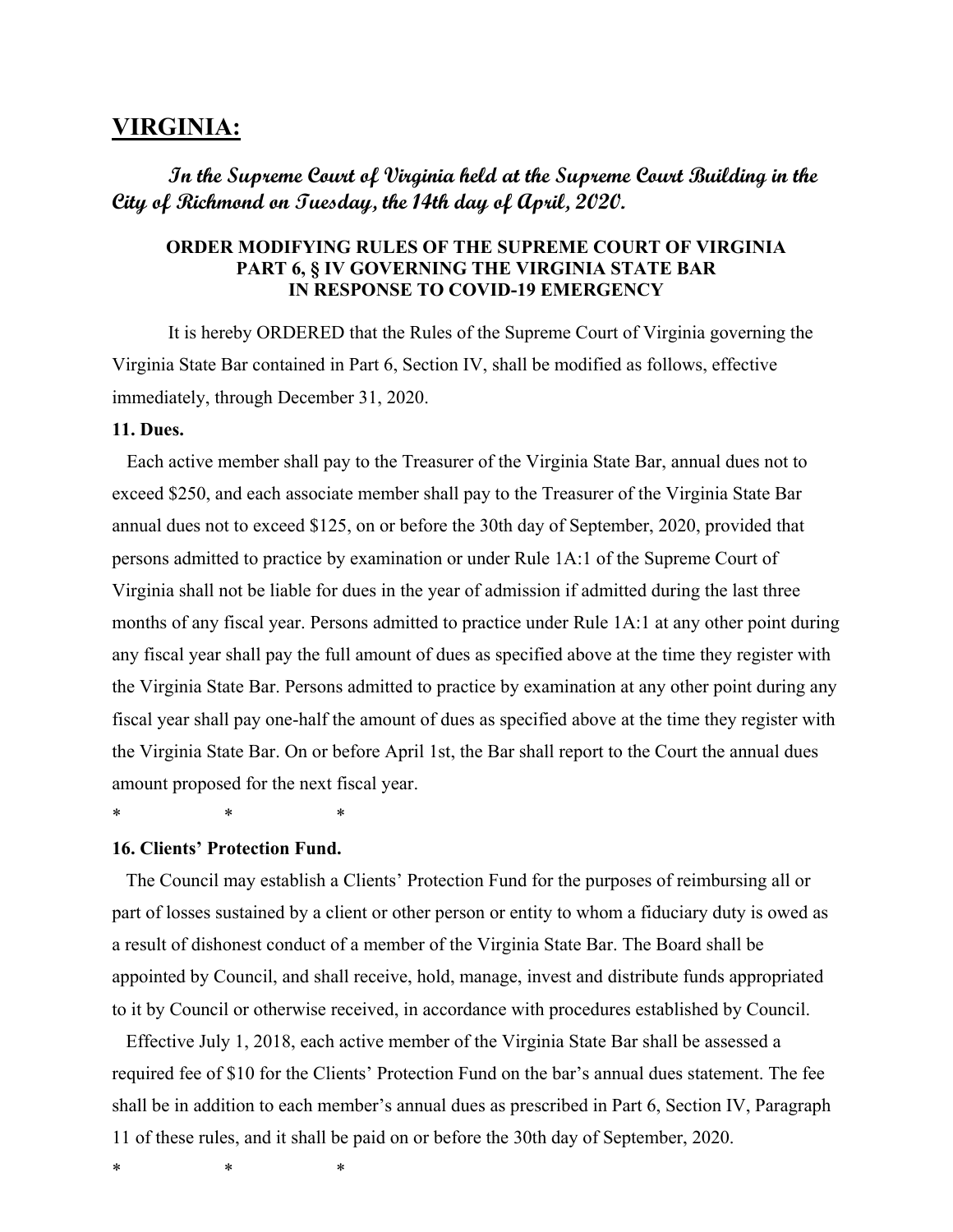# VIRGINIA:

***In the Supreme Court of Virginia held at the Supreme Court Building in the City of Richmond on Tuesday, the 14th day of April, 2020.***

**ORDER MODIFYING RULES OF THE SUPREME COURT OF VIRGINIA PART 6, § IV GOVERNING THE VIRGINIA STATE BAR IN RESPONSE TO COVID-19 EMERGENCY**

It is hereby ORDERED that the Rules of the Supreme Court of Virginia governing the Virginia State Bar contained in Part 6, Section IV, shall be modified as follows, effective immediately, through December 31, 2020.

**11. Dues.**

Each active member shall pay to the Treasurer of the Virginia State Bar, annual dues not to exceed $250, and each associate member shall pay to the Treasurer of the Virginia State Bar annual dues not to exceed $125, on or before the 30th day of September, 2020, provided that persons admitted to practice by examination or under Rule 1A:1 of the Supreme Court of Virginia shall not be liable for dues in the year of admission if admitted during the last three months of any fiscal year. Persons admitted to practice under Rule 1A:1 at any other point during any fiscal year shall pay the full amount of dues as specified above at the time they register with the Virginia State Bar. Persons admitted to practice by examination at any other point during any fiscal year shall pay one-half the amount of dues as specified above at the time they register with the Virginia State Bar. On or before April 1st, the Bar shall report to the Court the annual dues amount proposed for the next fiscal year.

\*　　　　\*　　　　\*

**16. Clients' Protection Fund.**

The Council may establish a Clients' Protection Fund for the purposes of reimbursing all or part of losses sustained by a client or other person or entity to whom a fiduciary duty is owed as a result of dishonest conduct of a member of the Virginia State Bar. The Board shall be appointed by Council, and shall receive, hold, manage, invest and distribute funds appropriated to it by Council or otherwise received, in accordance with procedures established by Council.

Effective July 1, 2018, each active member of the Virginia State Bar shall be assessed a required fee of $10 for the Clients' Protection Fund on the bar's annual dues statement. The fee shall be in addition to each member's annual dues as prescribed in Part 6, Section IV, Paragraph 11 of these rules, and it shall be paid on or before the 30th day of September, 2020.

\*　　　　\*　　　　\*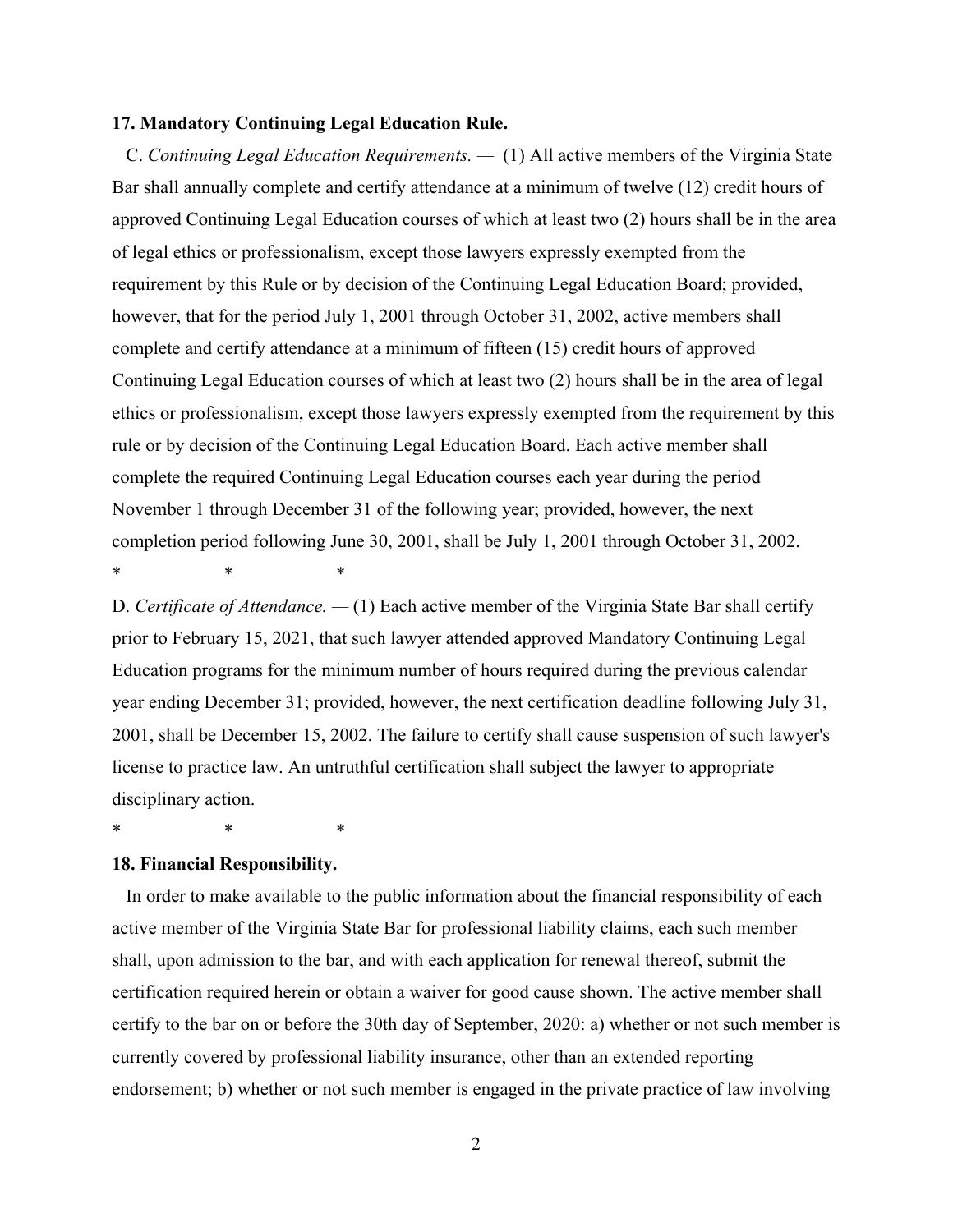**17. Mandatory Continuing Legal Education Rule.**

C. *Continuing Legal Education Requirements.* — (1) All active members of the Virginia State Bar shall annually complete and certify attendance at a minimum of twelve (12) credit hours of approved Continuing Legal Education courses of which at least two (2) hours shall be in the area of legal ethics or professionalism, except those lawyers expressly exempted from the requirement by this Rule or by decision of the Continuing Legal Education Board; provided, however, that for the period July 1, 2001 through October 31, 2002, active members shall complete and certify attendance at a minimum of fifteen (15) credit hours of approved Continuing Legal Education courses of which at least two (2) hours shall be in the area of legal ethics or professionalism, except those lawyers expressly exempted from the requirement by this rule or by decision of the Continuing Legal Education Board. Each active member shall complete the required Continuing Legal Education courses each year during the period November 1 through December 31 of the following year; provided, however, the next completion period following June 30, 2001, shall be July 1, 2001 through October 31, 2002.

\*           \*           \*

D. *Certificate of Attendance.* — (1) Each active member of the Virginia State Bar shall certify prior to February 15, 2021, that such lawyer attended approved Mandatory Continuing Legal Education programs for the minimum number of hours required during the previous calendar year ending December 31; provided, however, the next certification deadline following July 31, 2001, shall be December 15, 2002. The failure to certify shall cause suspension of such lawyer's license to practice law. An untruthful certification shall subject the lawyer to appropriate disciplinary action.

\*           \*           \*

**18. Financial Responsibility.**

In order to make available to the public information about the financial responsibility of each active member of the Virginia State Bar for professional liability claims, each such member shall, upon admission to the bar, and with each application for renewal thereof, submit the certification required herein or obtain a waiver for good cause shown. The active member shall certify to the bar on or before the 30th day of September, 2020: a) whether or not such member is currently covered by professional liability insurance, other than an extended reporting endorsement; b) whether or not such member is engaged in the private practice of law involving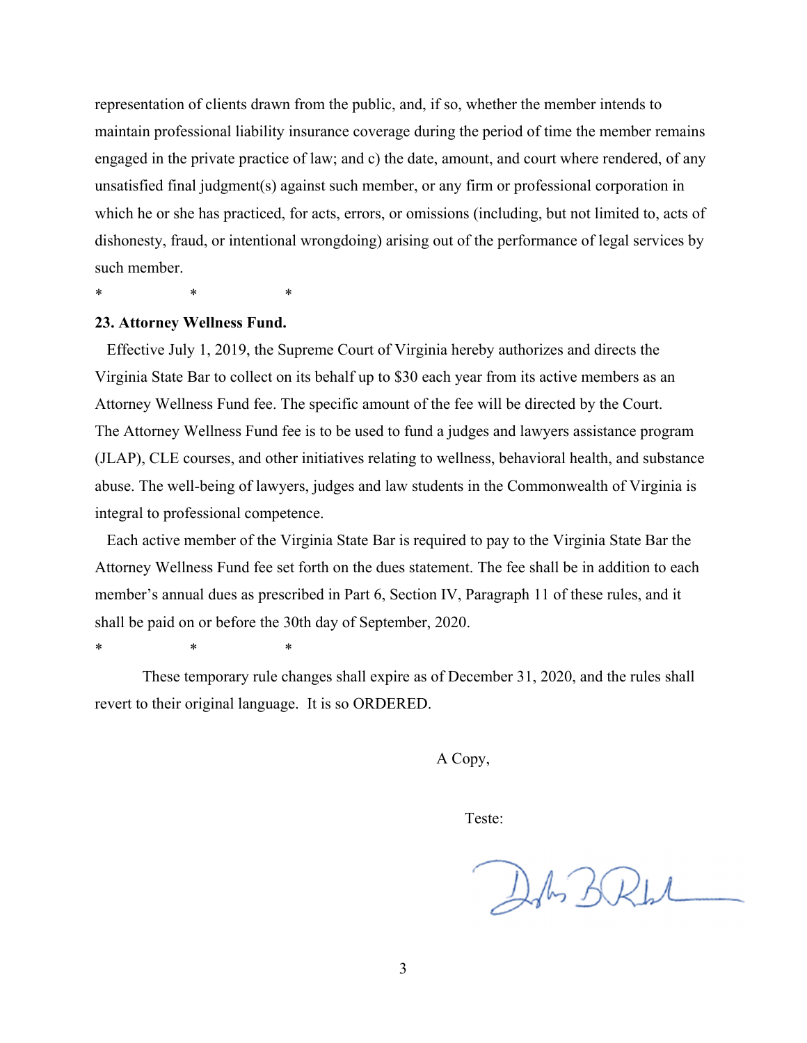representation of clients drawn from the public, and, if so, whether the member intends to maintain professional liability insurance coverage during the period of time the member remains engaged in the private practice of law; and c) the date, amount, and court where rendered, of any unsatisfied final judgment(s) against such member, or any firm or professional corporation in which he or she has practiced, for acts, errors, or omissions (including, but not limited to, acts of dishonesty, fraud, or intentional wrongdoing) arising out of the performance of legal services by such member.

\*  \*  \*

**23. Attorney Wellness Fund.**

Effective July 1, 2019, the Supreme Court of Virginia hereby authorizes and directs the Virginia State Bar to collect on its behalf up to $30 each year from its active members as an Attorney Wellness Fund fee. The specific amount of the fee will be directed by the Court. The Attorney Wellness Fund fee is to be used to fund a judges and lawyers assistance program (JLAP), CLE courses, and other initiatives relating to wellness, behavioral health, and substance abuse. The well-being of lawyers, judges and law students in the Commonwealth of Virginia is integral to professional competence.

Each active member of the Virginia State Bar is required to pay to the Virginia State Bar the Attorney Wellness Fund fee set forth on the dues statement. The fee shall be in addition to each member's annual dues as prescribed in Part 6, Section IV, Paragraph 11 of these rules, and it shall be paid on or before the 30th day of September, 2020.

\*  \*  \*

These temporary rule changes shall expire as of December 31, 2020, and the rules shall revert to their original language. It is so ORDERED.

A Copy,

Teste: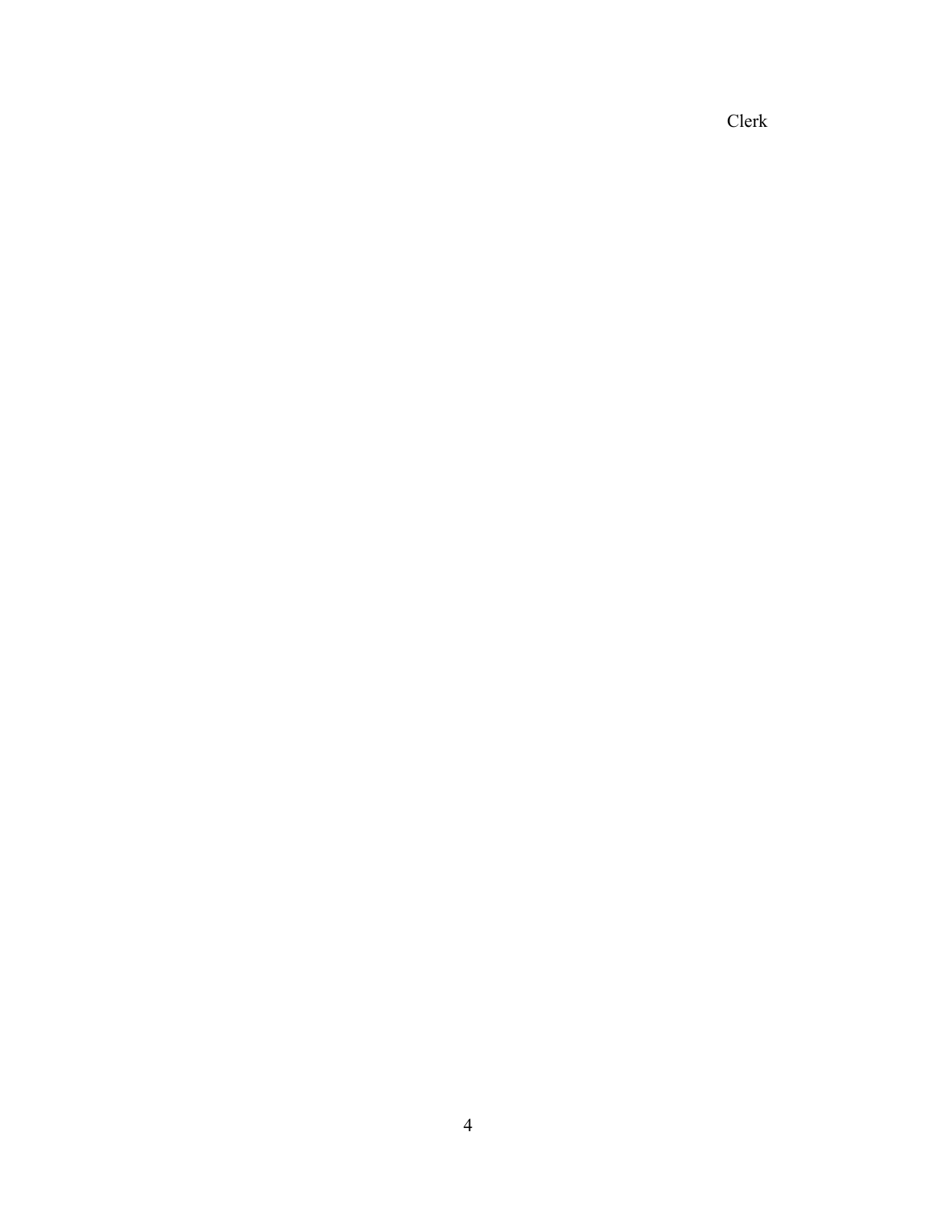Clerk